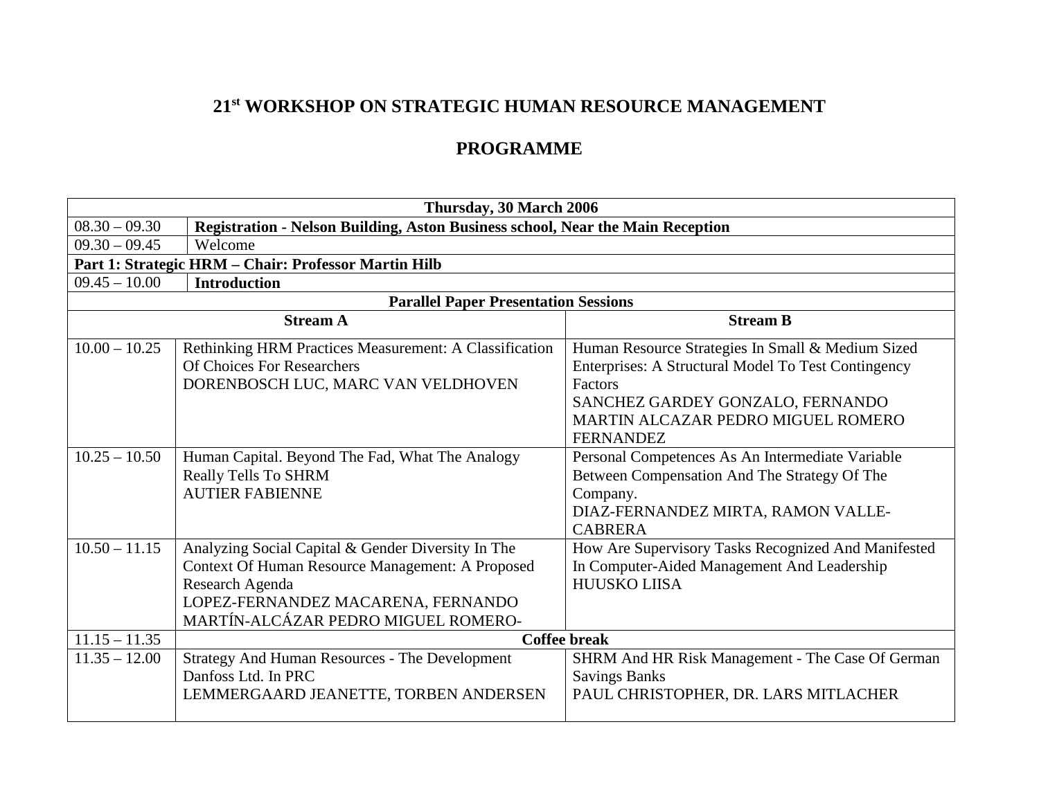# 21st WORKSHOP ON STRATEGIC HUMAN RESOURCE MANAGEMENT

## PROGRAMME

| Thursday, 30 March 2006 | | |
|---|---|---|
| 08.30 – 09.30 | **Registration - Nelson Building, Aston Business school, Near the Main Reception** | |
| 09.30 – 09.45 | Welcome | |
| **Part 1: Strategic HRM – Chair: Professor Martin Hilb** | | |
| 09.45 – 10.00 | **Introduction** | |
| **Parallel Paper Presentation Sessions** | | |
| | **Stream A** | **Stream B** |
| 10.00 – 10.25 | Rethinking HRM Practices Measurement: A Classification Of Choices For Researchers<br>DORENBOSCH LUC, MARC VAN VELDHOVEN | Human Resource Strategies In Small & Medium Sized Enterprises: A Structural Model To Test Contingency Factors<br>SANCHEZ GARDEY GONZALO, FERNANDO MARTIN ALCAZAR PEDRO MIGUEL ROMERO FERNANDEZ |
| 10.25 – 10.50 | Human Capital. Beyond The Fad, What The Analogy Really Tells To SHRM<br>AUTIER FABIENNE | Personal Competences As An Intermediate Variable Between Compensation And The Strategy Of The Company.<br>DIAZ-FERNANDEZ MIRTA, RAMON VALLE-CABRERA |
| 10.50 – 11.15 | Analyzing Social Capital & Gender Diversity In The Context Of Human Resource Management: A Proposed Research Agenda<br>LOPEZ-FERNANDEZ MACARENA, FERNANDO MARTÍN-ALCÁZAR PEDRO MIGUEL ROMERO- | How Are Supervisory Tasks Recognized And Manifested In Computer-Aided Management And Leadership<br>HUUSKO LIISA |
| 11.15 – 11.35 | **Coffee break** | |
| 11.35 – 12.00 | Strategy And Human Resources - The Development Danfoss Ltd. In PRC<br>LEMMERGAARD JEANETTE, TORBEN ANDERSEN | SHRM And HR Risk Management - The Case Of German Savings Banks<br>PAUL CHRISTOPHER, DR. LARS MITLACHER |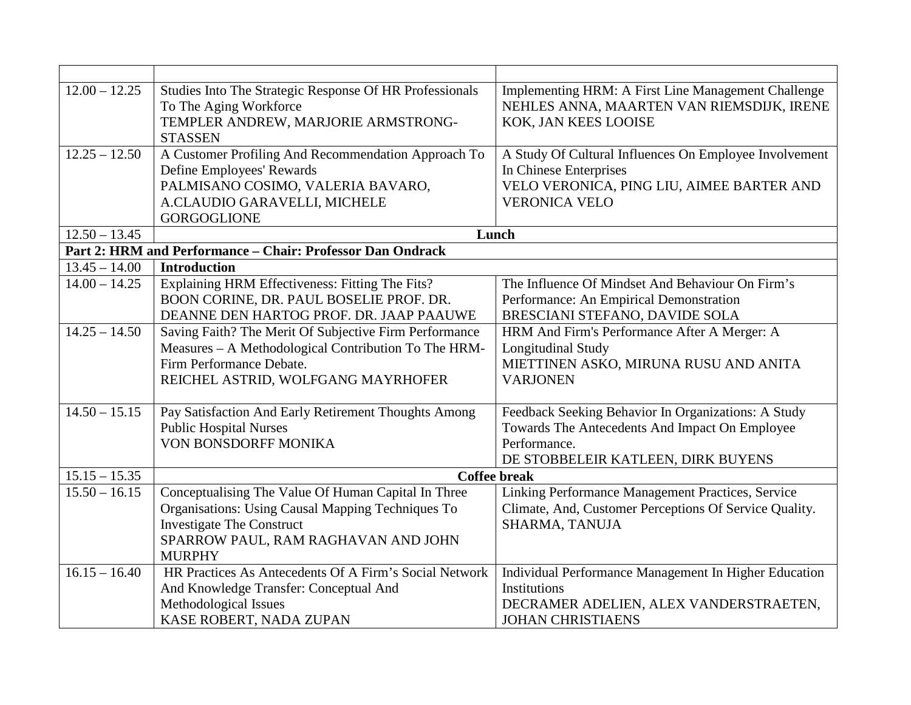| | | |
|---|---|---|
| 12.00 – 12.25 | Studies Into The Strategic Response Of HR Professionals To The Aging Workforce<br>TEMPLER ANDREW, MARJORIE ARMSTRONG-STASSEN | Implementing HRM: A First Line Management Challenge<br>NEHLES ANNA, MAARTEN VAN RIEMSDIJK, IRENE KOK, JAN KEES LOOISE |
| 12.25 – 12.50 | A Customer Profiling And Recommendation Approach To Define Employees' Rewards<br>PALMISANO COSIMO, VALERIA BAVARO, A.CLAUDIO GARAVELLI, MICHELE GORGOGLIONE | A Study Of Cultural Influences On Employee Involvement In Chinese Enterprises<br>VELO VERONICA, PING LIU, AIMEE BARTER AND VERONICA VELO |
| 12.50 – 13.45 | **Lunch** | |
| **Part 2: HRM and Performance – Chair: Professor Dan Ondrack** | | |
| 13.45 – 14.00 | **Introduction** | |
| 14.00 – 14.25 | Explaining HRM Effectiveness: Fitting The Fits?<br>BOON CORINE, DR. PAUL BOSELIE PROF. DR. DEANNE DEN HARTOG PROF. DR. JAAP PAAUWE | The Influence Of Mindset And Behaviour On Firm's Performance: An Empirical Demonstration<br>BRESCIANI STEFANO, DAVIDE SOLA |
| 14.25 – 14.50 | Saving Faith? The Merit Of Subjective Firm Performance Measures – A Methodological Contribution To The HRM-Firm Performance Debate.<br>REICHEL ASTRID, WOLFGANG MAYRHOFER | HRM And Firm's Performance After A Merger: A Longitudinal Study<br>MIETTINEN ASKO, MIRUNA RUSU AND ANITA VARJONEN |
| 14.50 – 15.15 | Pay Satisfaction And Early Retirement Thoughts Among Public Hospital Nurses<br>VON BONSDORFF MONIKA | Feedback Seeking Behavior In Organizations: A Study Towards The Antecedents And Impact On Employee Performance.<br>DE STOBBELEIR KATLEEN, DIRK BUYENS |
| 15.15 – 15.35 | **Coffee break** | |
| 15.50 – 16.15 | Conceptualising The Value Of Human Capital In Three Organisations: Using Causal Mapping Techniques To Investigate The Construct<br>SPARROW PAUL, RAM RAGHAVAN AND JOHN MURPHY | Linking Performance Management Practices, Service Climate, And, Customer Perceptions Of Service Quality.<br>SHARMA, TANUJA |
| 16.15 – 16.40 | HR Practices As Antecedents Of A Firm's Social Network And Knowledge Transfer: Conceptual And Methodological Issues<br>KASE ROBERT, NADA ZUPAN | Individual Performance Management In Higher Education Institutions<br>DECRAMER ADELIEN, ALEX VANDERSTRAETEN, JOHAN CHRISTIAENS |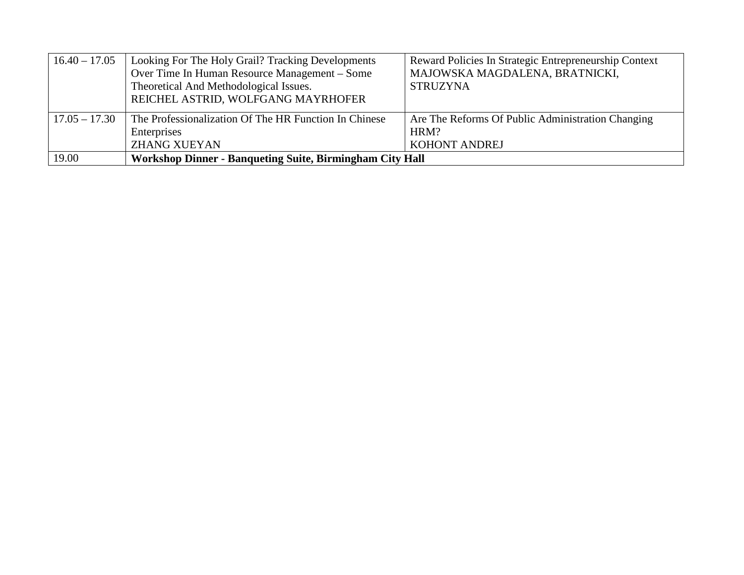| | | |
|---|---|---|
| 16.40 – 17.05 | Looking For The Holy Grail? Tracking Developments Over Time In Human Resource Management – Some Theoretical And Methodological Issues.<br>REICHEL ASTRID, WOLFGANG MAYRHOFER | Reward Policies In Strategic Entrepreneurship Context<br>MAJOWSKA MAGDALENA, BRATNICKI, STRUZYNA |
| 17.05 – 17.30 | The Professionalization Of The HR Function In Chinese Enterprises<br>ZHANG XUEYAN | Are The Reforms Of Public Administration Changing HRM?<br>KOHONT ANDREJ |
| 19.00 | **Workshop Dinner - Banqueting Suite, Birmingham City Hall** | |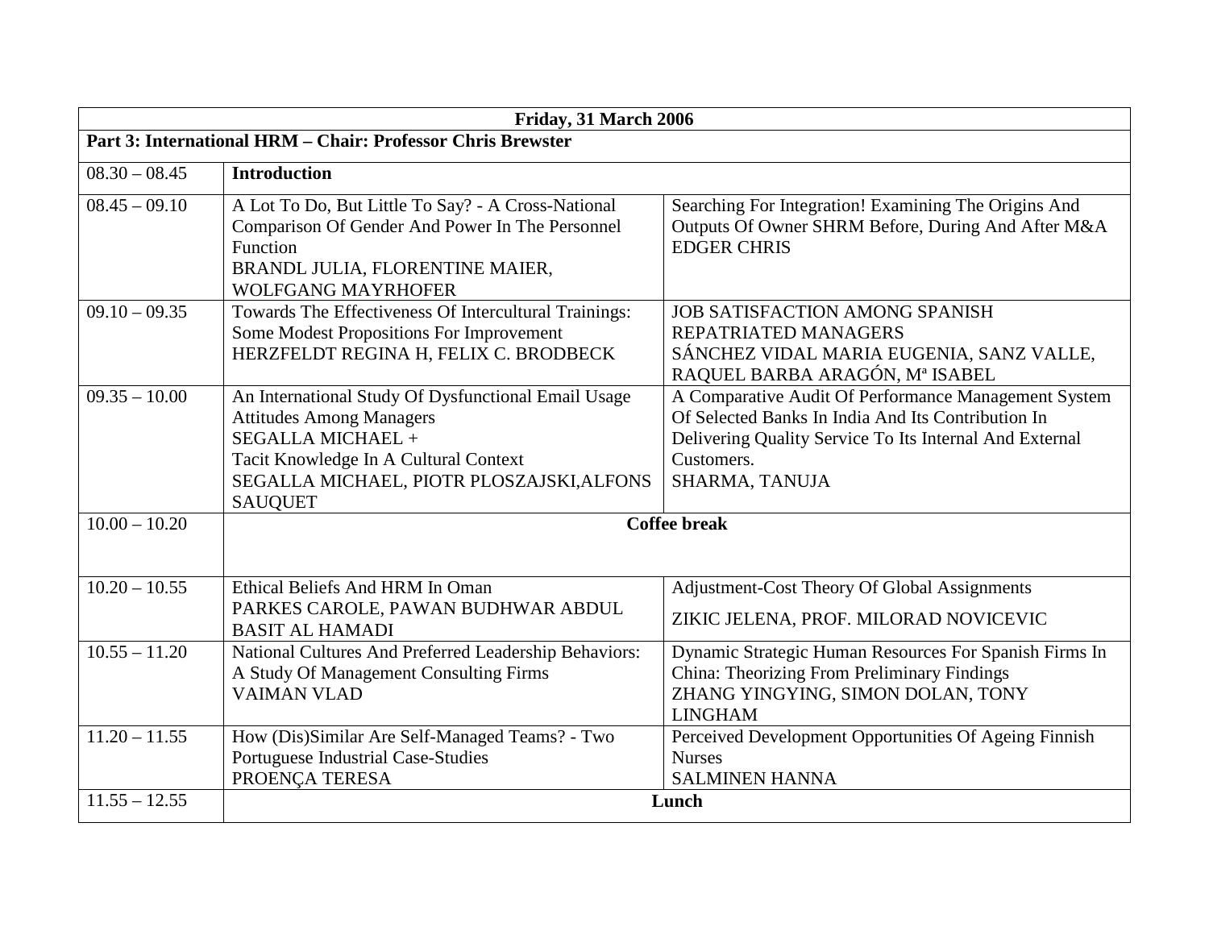| Friday, 31 March 2006 | | |
|---|---|---|
| **Part 3: International HRM – Chair: Professor Chris Brewster** | | |
| 08.30 – 08.45 | **Introduction** | |
| 08.45 – 09.10 | A Lot To Do, But Little To Say? - A Cross-National Comparison Of Gender And Power In The Personnel Function<br>BRANDL JULIA, FLORENTINE MAIER, WOLFGANG MAYRHOFER | Searching For Integration! Examining The Origins And Outputs Of Owner SHRM Before, During And After M&A<br>EDGER CHRIS |
| 09.10 – 09.35 | Towards The Effectiveness Of Intercultural Trainings: Some Modest Propositions For Improvement<br>HERZFELDT REGINA H, FELIX C. BRODBECK | JOB SATISFACTION AMONG SPANISH REPATRIATED MANAGERS<br>SÁNCHEZ VIDAL MARIA EUGENIA, SANZ VALLE, RAQUEL BARBA ARAGÓN, Mª ISABEL |
| 09.35 – 10.00 | An International Study Of Dysfunctional Email Usage Attitudes Among Managers<br>SEGALLA MICHAEL +<br>Tacit Knowledge In A Cultural Context<br>SEGALLA MICHAEL, PIOTR PLOSZAJSKI,ALFONS SAUQUET | A Comparative Audit Of Performance Management System Of Selected Banks In India And Its Contribution In Delivering Quality Service To Its Internal And External Customers.<br>SHARMA, TANUJA |
| 10.00 – 10.20 | **Coffee break** | |
| 10.20 – 10.55 | Ethical Beliefs And HRM In Oman<br>PARKES CAROLE, PAWAN BUDHWAR ABDUL BASIT AL HAMADI | Adjustment-Cost Theory Of Global Assignments<br>ZIKIC JELENA, PROF. MILORAD NOVICEVIC |
| 10.55 – 11.20 | National Cultures And Preferred Leadership Behaviors: A Study Of Management Consulting Firms<br>VAIMAN VLAD | Dynamic Strategic Human Resources For Spanish Firms In China: Theorizing From Preliminary Findings<br>ZHANG YINGYING, SIMON DOLAN, TONY LINGHAM |
| 11.20 – 11.55 | How (Dis)Similar Are Self-Managed Teams? - Two Portuguese Industrial Case-Studies<br>PROENÇA TERESA | Perceived Development Opportunities Of Ageing Finnish Nurses<br>SALMINEN HANNA |
| 11.55 – 12.55 | **Lunch** | |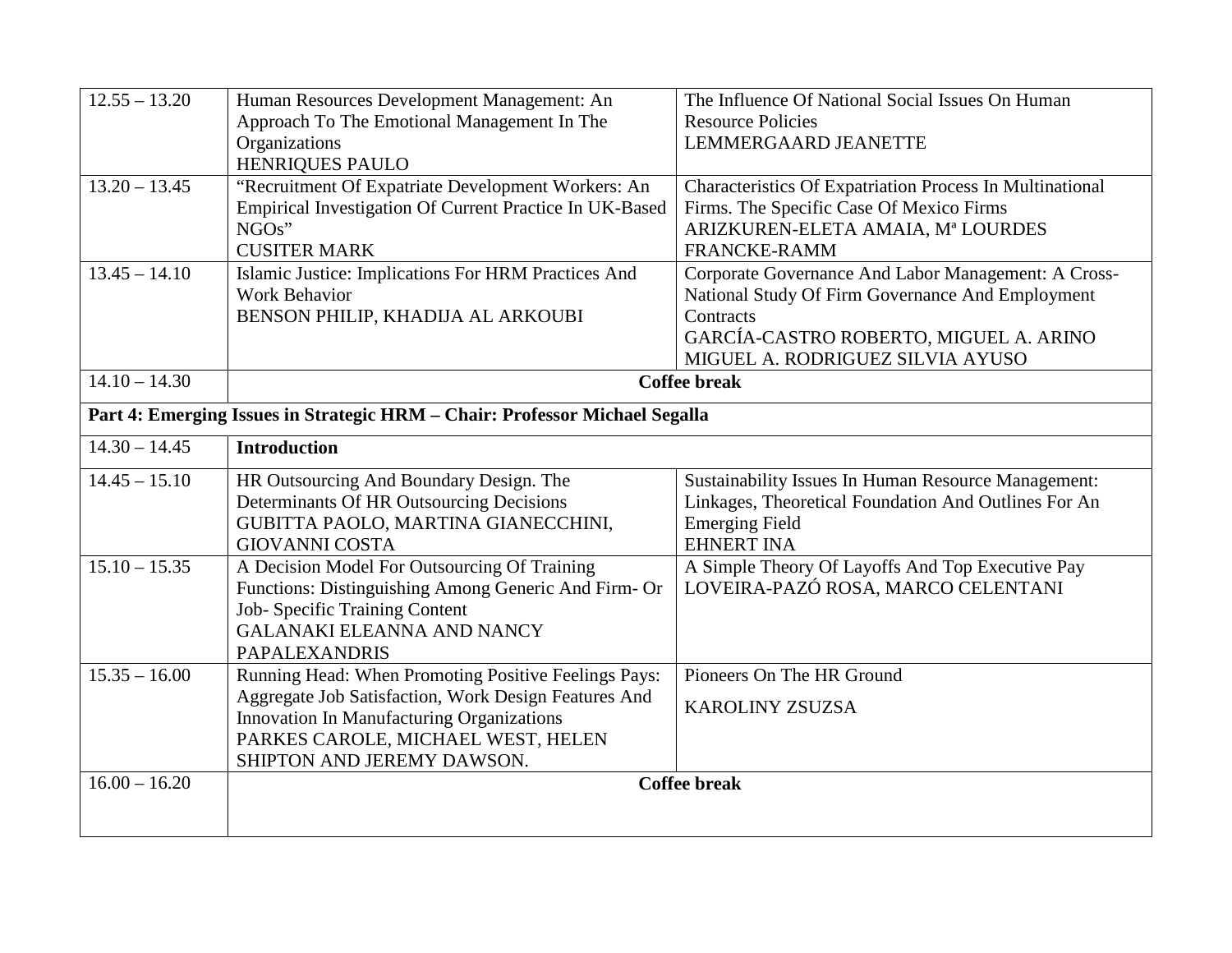| | | |
|---|---|---|
| 12.55 – 13.20 | Human Resources Development Management: An Approach To The Emotional Management In The Organizations<br>HENRIQUES PAULO | The Influence Of National Social Issues On Human Resource Policies<br>LEMMERGAARD JEANETTE |
| 13.20 – 13.45 | "Recruitment Of Expatriate Development Workers: An Empirical Investigation Of Current Practice In UK-Based NGOs"<br>CUSITER MARK | Characteristics Of Expatriation Process In Multinational Firms. The Specific Case Of Mexico Firms<br>ARIZKUREN-ELETA AMAIA, Mª LOURDES FRANCKE-RAMM |
| 13.45 – 14.10 | Islamic Justice: Implications For HRM Practices And Work Behavior<br>BENSON PHILIP, KHADIJA AL ARKOUBI | Corporate Governance And Labor Management: A Cross-National Study Of Firm Governance And Employment Contracts<br>GARCÍA-CASTRO ROBERTO, MIGUEL A. ARINO MIGUEL A. RODRIGUEZ SILVIA AYUSO |
| 14.10 – 14.30 | **Coffee break** | |
| **Part 4: Emerging Issues in Strategic HRM – Chair: Professor Michael Segalla** | | |
| 14.30 – 14.45 | **Introduction** | |
| 14.45 – 15.10 | HR Outsourcing And Boundary Design. The Determinants Of HR Outsourcing Decisions<br>GUBITTA PAOLO, MARTINA GIANECCHINI, GIOVANNI COSTA | Sustainability Issues In Human Resource Management: Linkages, Theoretical Foundation And Outlines For An Emerging Field<br>EHNERT INA |
| 15.10 – 15.35 | A Decision Model For Outsourcing Of Training Functions: Distinguishing Among Generic And Firm- Or Job- Specific Training Content<br>GALANAKI ELEANNA AND NANCY PAPALEXANDRIS | A Simple Theory Of Layoffs And Top Executive Pay<br>LOVEIRA-PAZÓ ROSA, MARCO CELENTANI |
| 15.35 – 16.00 | Running Head: When Promoting Positive Feelings Pays: Aggregate Job Satisfaction, Work Design Features And Innovation In Manufacturing Organizations<br>PARKES CAROLE, MICHAEL WEST, HELEN SHIPTON AND JEREMY DAWSON. | Pioneers On The HR Ground<br>KAROLINY ZSUZSA |
| 16.00 – 16.20 | **Coffee break** | |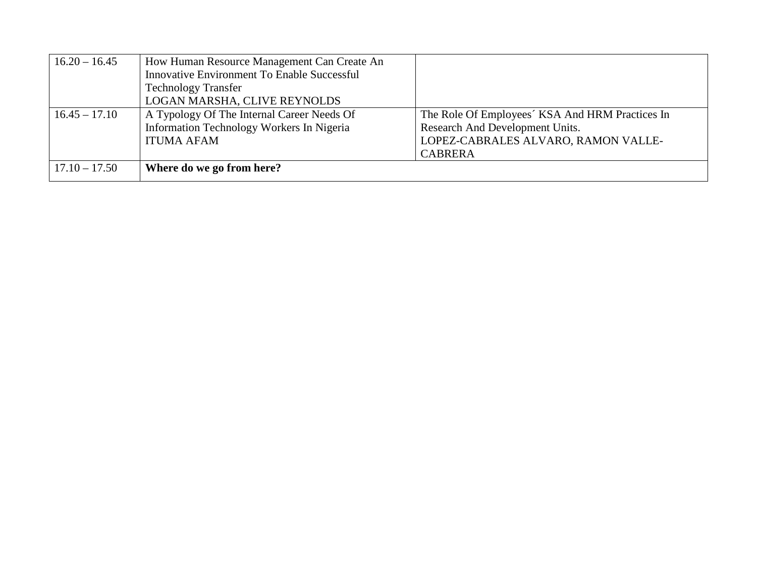| | | |
|---|---|---|
| 16.20 – 16.45 | How Human Resource Management Can Create An Innovative Environment To Enable Successful Technology Transfer<br>LOGAN MARSHA, CLIVE REYNOLDS | |
| 16.45 – 17.10 | A Typology Of The Internal Career Needs Of Information Technology Workers In Nigeria<br>ITUMA AFAM | The Role Of Employees´ KSA And HRM Practices In Research And Development Units.<br>LOPEZ-CABRALES ALVARO, RAMON VALLE-CABRERA |
| 17.10 – 17.50 | **Where do we go from here?** | |